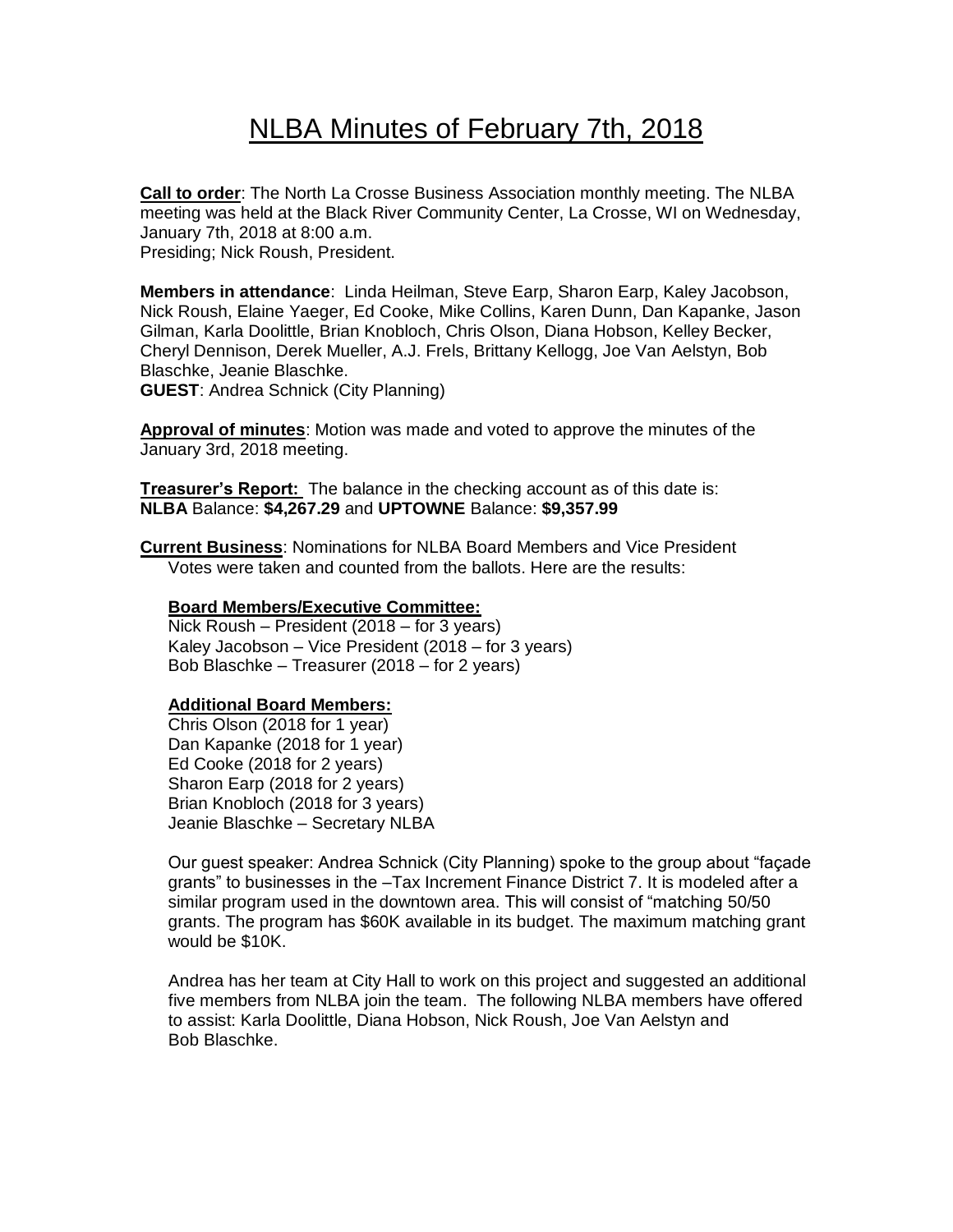# NLBA Minutes of February 7th, 2018

**Call to order**: The North La Crosse Business Association monthly meeting. The NLBA meeting was held at the Black River Community Center, La Crosse, WI on Wednesday, January 7th, 2018 at 8:00 a.m.
Presiding; Nick Roush, President.

**Members in attendance**: Linda Heilman, Steve Earp, Sharon Earp, Kaley Jacobson, Nick Roush, Elaine Yaeger, Ed Cooke, Mike Collins, Karen Dunn, Dan Kapanke, Jason Gilman, Karla Doolittle, Brian Knobloch, Chris Olson, Diana Hobson, Kelley Becker, Cheryl Dennison, Derek Mueller, A.J. Frels, Brittany Kellogg, Joe Van Aelstyn, Bob Blaschke, Jeanie Blaschke.
**GUEST**: Andrea Schnick (City Planning)

**Approval of minutes**: Motion was made and voted to approve the minutes of the January 3rd, 2018 meeting.

**Treasurer's Report:** The balance in the checking account as of this date is:
**NLBA** Balance: **$4,267.29** and **UPTOWNE** Balance: **$9,357.99**

**Current Business**: Nominations for NLBA Board Members and Vice President
Votes were taken and counted from the ballots. Here are the results:

**Board Members/Executive Committee:**
Nick Roush – President (2018 – for 3 years)
Kaley Jacobson – Vice President (2018 – for 3 years)
Bob Blaschke – Treasurer (2018 – for 2 years)

**Additional Board Members:**
Chris Olson (2018 for 1 year)
Dan Kapanke (2018 for 1 year)
Ed Cooke (2018 for 2 years)
Sharon Earp (2018 for 2 years)
Brian Knobloch (2018 for 3 years)
Jeanie Blaschke – Secretary NLBA

Our guest speaker: Andrea Schnick (City Planning) spoke to the group about "façade grants" to businesses in the –Tax Increment Finance District 7. It is modeled after a similar program used in the downtown area. This will consist of "matching 50/50 grants. The program has $60K available in its budget. The maximum matching grant would be $10K.

Andrea has her team at City Hall to work on this project and suggested an additional five members from NLBA join the team. The following NLBA members have offered to assist: Karla Doolittle, Diana Hobson, Nick Roush, Joe Van Aelstyn and Bob Blaschke.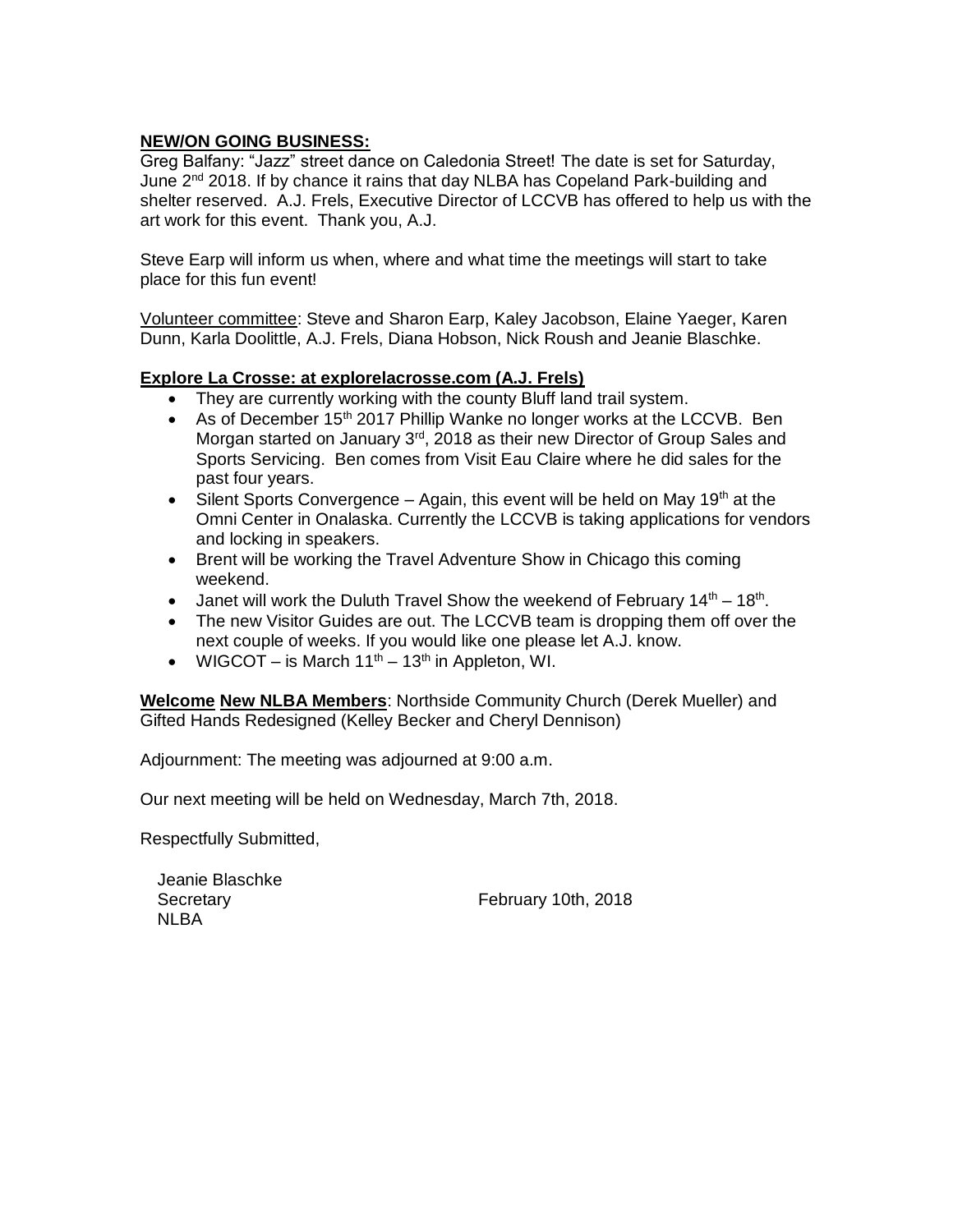**NEW/ON GOING BUSINESS:**
Greg Balfany: "Jazz" street dance on Caledonia Street! The date is set for Saturday, June 2nd 2018. If by chance it rains that day NLBA has Copeland Park-building and shelter reserved. A.J. Frels, Executive Director of LCCVB has offered to help us with the art work for this event. Thank you, A.J.

Steve Earp will inform us when, where and what time the meetings will start to take place for this fun event!

Volunteer committee: Steve and Sharon Earp, Kaley Jacobson, Elaine Yaeger, Karen Dunn, Karla Doolittle, A.J. Frels, Diana Hobson, Nick Roush and Jeanie Blaschke.

**Explore La Crosse: at explorelacrosse.com (A.J. Frels)**

- They are currently working with the county Bluff land trail system.
- As of December 15th 2017 Phillip Wanke no longer works at the LCCVB. Ben Morgan started on January 3rd, 2018 as their new Director of Group Sales and Sports Servicing. Ben comes from Visit Eau Claire where he did sales for the past four years.
- Silent Sports Convergence – Again, this event will be held on May 19th at the Omni Center in Onalaska. Currently the LCCVB is taking applications for vendors and locking in speakers.
- Brent will be working the Travel Adventure Show in Chicago this coming weekend.
- Janet will work the Duluth Travel Show the weekend of February 14th – 18th.
- The new Visitor Guides are out. The LCCVB team is dropping them off over the next couple of weeks. If you would like one please let A.J. know.
- WIGCOT – is March 11th – 13th in Appleton, WI.

**Welcome New NLBA Members**: Northside Community Church (Derek Mueller) and Gifted Hands Redesigned (Kelley Becker and Cheryl Dennison)

Adjournment: The meeting was adjourned at 9:00 a.m.

Our next meeting will be held on Wednesday, March 7th, 2018.

Respectfully Submitted,

Jeanie Blaschke
Secretary
NLBA

February 10th, 2018